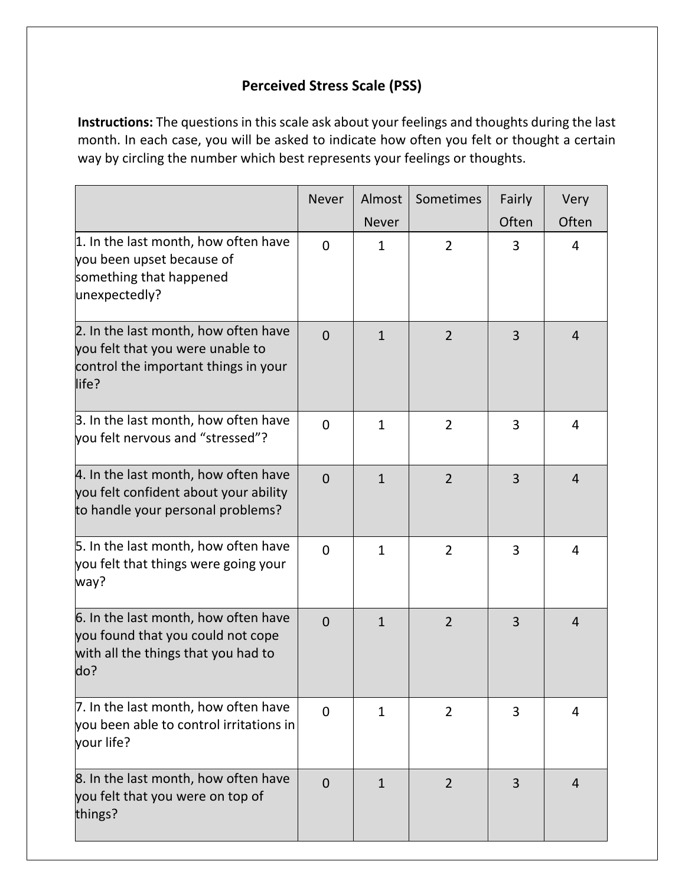# Perceived Stress Scale (PSS)

**Instructions:** The questions in this scale ask about your feelings and thoughts during the last month. In each case, you will be asked to indicate how often you felt or thought a certain way by circling the number which best represents your feelings or thoughts.

| | Never | Almost Never | Sometimes | Fairly Often | Very Often |
|---|---|---|---|---|---|
| 1. In the last month, how often have you been upset because of something that happened unexpectedly? | 0 | 1 | 2 | 3 | 4 |
| 2. In the last month, how often have you felt that you were unable to control the important things in your life? | 0 | 1 | 2 | 3 | 4 |
| 3. In the last month, how often have you felt nervous and "stressed"? | 0 | 1 | 2 | 3 | 4 |
| 4. In the last month, how often have you felt confident about your ability to handle your personal problems? | 0 | 1 | 2 | 3 | 4 |
| 5. In the last month, how often have you felt that things were going your way? | 0 | 1 | 2 | 3 | 4 |
| 6. In the last month, how often have you found that you could not cope with all the things that you had to do? | 0 | 1 | 2 | 3 | 4 |
| 7. In the last month, how often have you been able to control irritations in your life? | 0 | 1 | 2 | 3 | 4 |
| 8. In the last month, how often have you felt that you were on top of things? | 0 | 1 | 2 | 3 | 4 |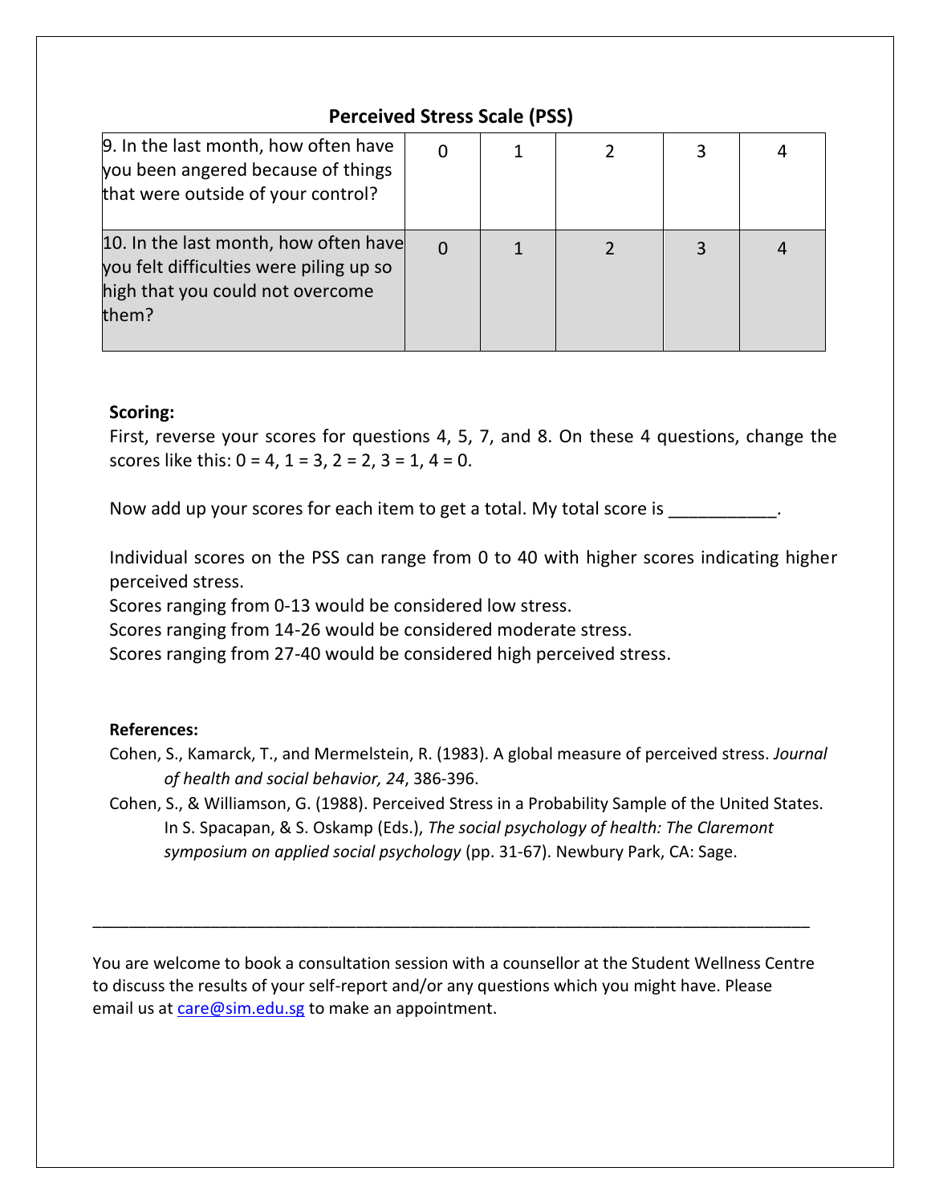## Perceived Stress Scale (PSS)

| | | | | | |
|---|---|---|---|---|---|
| 9. In the last month, how often have you been angered because of things that were outside of your control? | 0 | 1 | 2 | 3 | 4 |
| 10. In the last month, how often have you felt difficulties were piling up so high that you could not overcome them? | 0 | 1 | 2 | 3 | 4 |

**Scoring:**

First, reverse your scores for questions 4, 5, 7, and 8. On these 4 questions, change the scores like this: 0 = 4, 1 = 3, 2 = 2, 3 = 1, 4 = 0.

Now add up your scores for each item to get a total. My total score is ___________.

Individual scores on the PSS can range from 0 to 40 with higher scores indicating higher perceived stress.
Scores ranging from 0-13 would be considered low stress.
Scores ranging from 14-26 would be considered moderate stress.
Scores ranging from 27-40 would be considered high perceived stress.

**References:**

Cohen, S., Kamarck, T., and Mermelstein, R. (1983). A global measure of perceived stress. *Journal of health and social behavior, 24*, 386-396.

Cohen, S., & Williamson, G. (1988). Perceived Stress in a Probability Sample of the United States. In S. Spacapan, & S. Oskamp (Eds.), *The social psychology of health: The Claremont symposium on applied social psychology* (pp. 31-67). Newbury Park, CA: Sage.

---

You are welcome to book a consultation session with a counsellor at the Student Wellness Centre to discuss the results of your self-report and/or any questions which you might have. Please email us at care@sim.edu.sg to make an appointment.